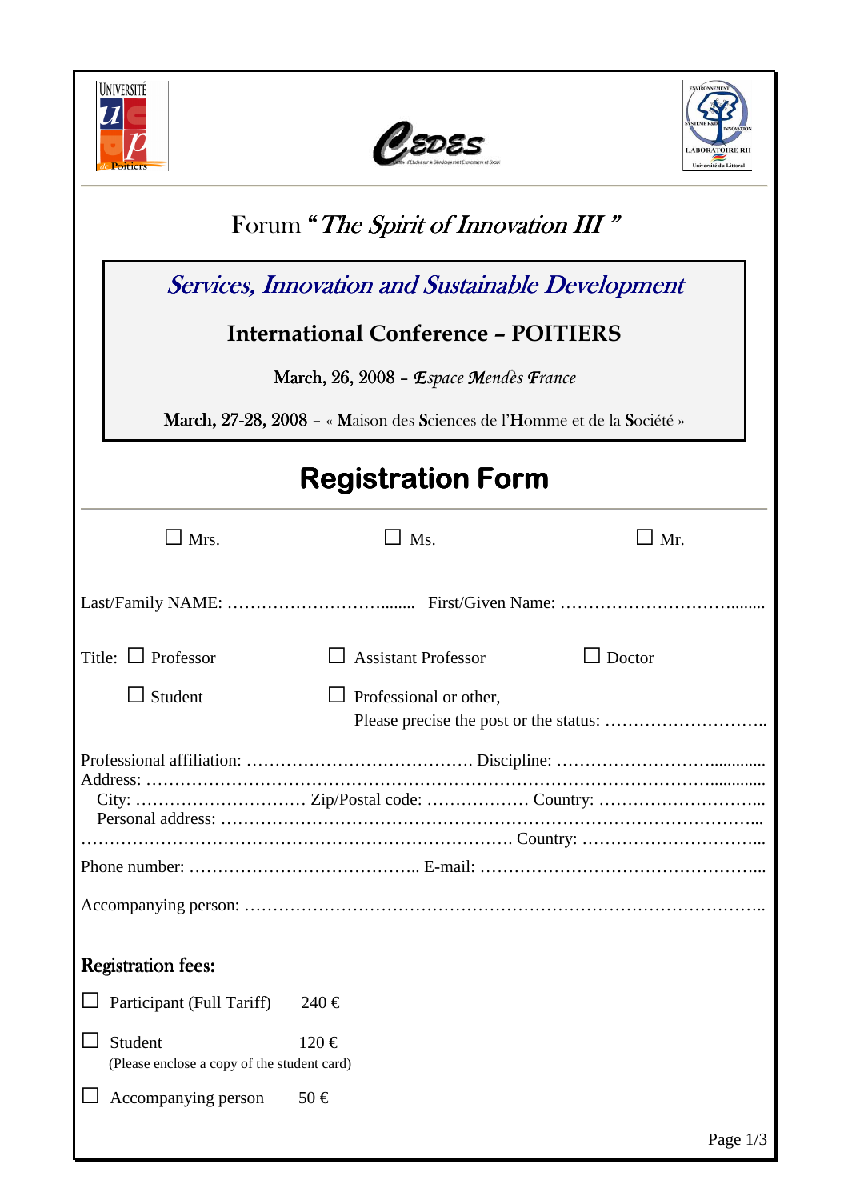Forum “*The Spirit of Innovation III* ”

*Services, Innovation and Sustainable Development*

**International Conference – POITIERS**

March, 26, 2008 – *Espace Mendès France*

March, 27-28, 2008 – « **M**aison des **S**ciences de l’**H**omme et de la **S**ociété »

# Registration Form

☐ Mrs. ☐ Ms. ☐ Mr.

Last/Family NAME: ……………………………........ First/Given Name: …………………………........

Title: ☐ Professor ☐ Assistant Professor ☐ Doctor

☐ Student ☐ Professional or other,
Please precise the post or the status: ………………………..

Professional affiliation: …………………………………. Discipline: ……………………….............
Address: …………………………………………………………………………………….............
City: ………………………… Zip/Postal code: ……………… Country: ………………………...
Personal address: ……………………………………………………………………………...
………………………………………………………………. Country: …………………………...

Phone number: ………………………………….. E-mail: …………………………………………...

Accompanying person: …………………………………………………………………………….

## Registration fees:

☐ Participant (Full Tariff) 240 €

☐ Student 120 €
(Please enclose a copy of the student card)

☐ Accompanying person 50 €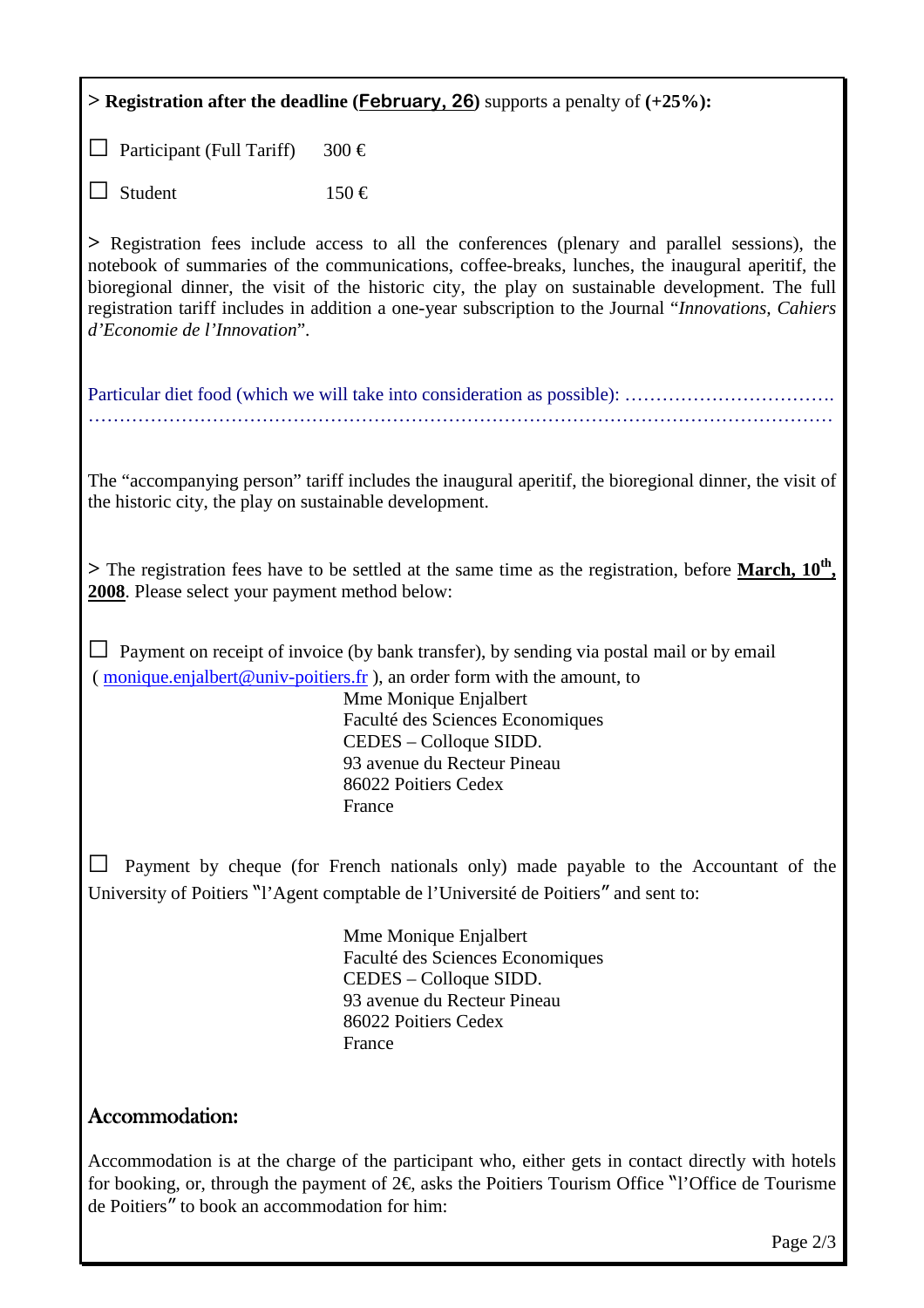> **Registration after the deadline (February, 26)** supports a penalty of **(+25%):**

☐ Participant (Full Tariff) 300 €

☐ Student 150 €

> Registration fees include access to all the conferences (plenary and parallel sessions), the notebook of summaries of the communications, coffee-breaks, lunches, the inaugural aperitif, the bioregional dinner, the visit of the historic city, the play on sustainable development. The full registration tariff includes in addition a one-year subscription to the Journal "*Innovations, Cahiers d'Economie de l'Innovation*".

Particular diet food (which we will take into consideration as possible): …………………………….
……………………………………………………………………………………………………

The "accompanying person" tariff includes the inaugural aperitif, the bioregional dinner, the visit of the historic city, the play on sustainable development.

> The registration fees have to be settled at the same time as the registration, before **March, 10th, 2008**. Please select your payment method below:

☐ Payment on receipt of invoice (by bank transfer), by sending via postal mail or by email ( monique.enjalbert@univ-poitiers.fr ), an order form with the amount, to

Mme Monique Enjalbert
Faculté des Sciences Economiques
CEDES – Colloque SIDD.
93 avenue du Recteur Pineau
86022 Poitiers Cedex
France

☐ Payment by cheque (for French nationals only) made payable to the Accountant of the University of Poitiers "l'Agent comptable de l'Université de Poitiers" and sent to:

Mme Monique Enjalbert
Faculté des Sciences Economiques
CEDES – Colloque SIDD.
93 avenue du Recteur Pineau
86022 Poitiers Cedex
France

## Accommodation:

Accommodation is at the charge of the participant who, either gets in contact directly with hotels for booking, or, through the payment of 2€, asks the Poitiers Tourism Office "l'Office de Tourisme de Poitiers" to book an accommodation for him: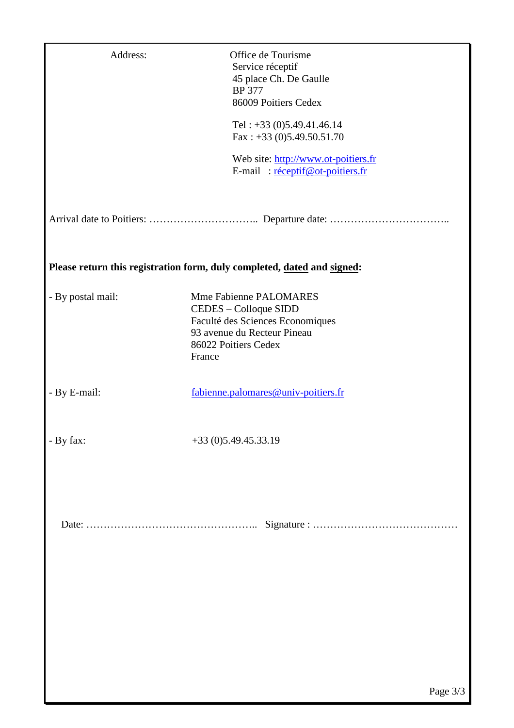| | |
|---|---|
| Address: | Office de Tourisme<br>Service réceptif<br>45 place Ch. De Gaulle<br>BP 377<br>86009 Poitiers Cedex<br><br>Tel : +33 (0)5.49.41.46.14<br>Fax : +33 (0)5.49.50.51.70<br><br>Web site: http://www.ot-poitiers.fr<br>E-mail : réceptif@ot-poitiers.fr |

Arrival date to Poitiers: ………………………….. Departure date: ……………………………..

**Please return this registration form, duly completed, dated and signed:**

- By postal mail: Mme Fabienne PALOMARES
  CEDES – Colloque SIDD
  Faculté des Sciences Economiques
  93 avenue du Recteur Pineau
  86022 Poitiers Cedex
  France

- By E-mail: fabienne.palomares@univ-poitiers.fr

- By fax: +33 (0)5.49.45.33.19

Date: ………………………………………….. Signature : ……………………………………